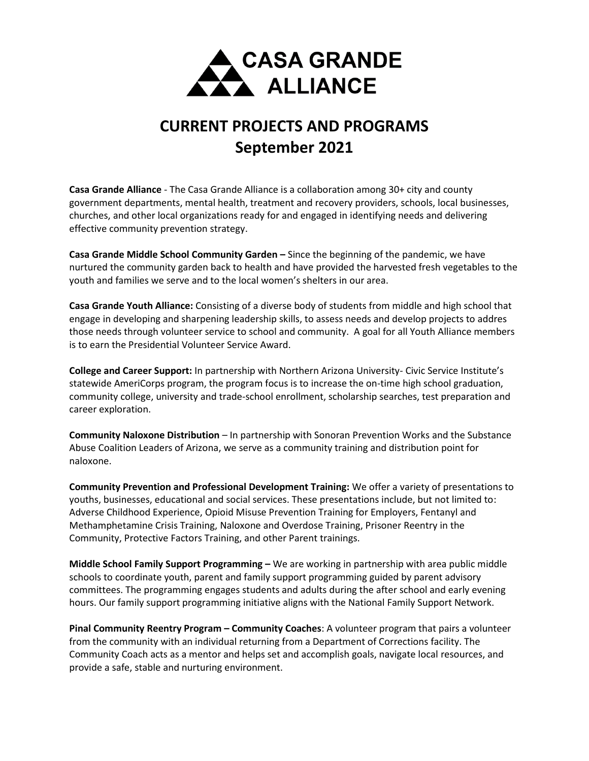# CASA GRANDE ALLIANCE

# CURRENT PROJECTS AND PROGRAMS
## September 2021

**Casa Grande Alliance** - The Casa Grande Alliance is a collaboration among 30+ city and county government departments, mental health, treatment and recovery providers, schools, local businesses, churches, and other local organizations ready for and engaged in identifying needs and delivering effective community prevention strategy.

**Casa Grande Middle School Community Garden –** Since the beginning of the pandemic, we have nurtured the community garden back to health and have provided the harvested fresh vegetables to the youth and families we serve and to the local women's shelters in our area.

**Casa Grande Youth Alliance:** Consisting of a diverse body of students from middle and high school that engage in developing and sharpening leadership skills, to assess needs and develop projects to addres those needs through volunteer service to school and community. A goal for all Youth Alliance members is to earn the Presidential Volunteer Service Award.

**College and Career Support:** In partnership with Northern Arizona University- Civic Service Institute's statewide AmeriCorps program, the program focus is to increase the on-time high school graduation, community college, university and trade-school enrollment, scholarship searches, test preparation and career exploration.

**Community Naloxone Distribution** – In partnership with Sonoran Prevention Works and the Substance Abuse Coalition Leaders of Arizona, we serve as a community training and distribution point for naloxone.

**Community Prevention and Professional Development Training:** We offer a variety of presentations to youths, businesses, educational and social services. These presentations include, but not limited to: Adverse Childhood Experience, Opioid Misuse Prevention Training for Employers, Fentanyl and Methamphetamine Crisis Training, Naloxone and Overdose Training, Prisoner Reentry in the Community, Protective Factors Training, and other Parent trainings.

**Middle School Family Support Programming –** We are working in partnership with area public middle schools to coordinate youth, parent and family support programming guided by parent advisory committees. The programming engages students and adults during the after school and early evening hours. Our family support programming initiative aligns with the National Family Support Network.

**Pinal Community Reentry Program – Community Coaches**: A volunteer program that pairs a volunteer from the community with an individual returning from a Department of Corrections facility. The Community Coach acts as a mentor and helps set and accomplish goals, navigate local resources, and provide a safe, stable and nurturing environment.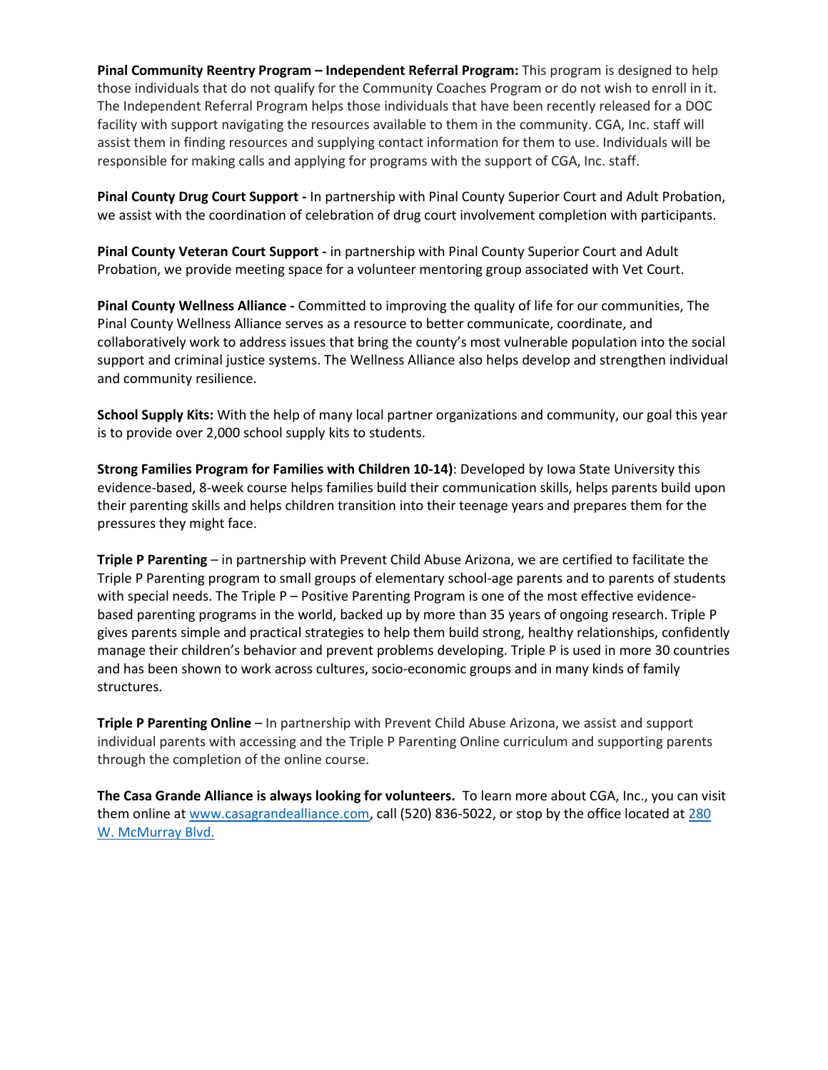**Pinal Community Reentry Program – Independent Referral Program:** This program is designed to help those individuals that do not qualify for the Community Coaches Program or do not wish to enroll in it. The Independent Referral Program helps those individuals that have been recently released for a DOC facility with support navigating the resources available to them in the community. CGA, Inc. staff will assist them in finding resources and supplying contact information for them to use. Individuals will be responsible for making calls and applying for programs with the support of CGA, Inc. staff.

**Pinal County Drug Court Support -** In partnership with Pinal County Superior Court and Adult Probation, we assist with the coordination of celebration of drug court involvement completion with participants.

**Pinal County Veteran Court Support -** in partnership with Pinal County Superior Court and Adult Probation, we provide meeting space for a volunteer mentoring group associated with Vet Court.

**Pinal County Wellness Alliance -** Committed to improving the quality of life for our communities, The Pinal County Wellness Alliance serves as a resource to better communicate, coordinate, and collaboratively work to address issues that bring the county's most vulnerable population into the social support and criminal justice systems. The Wellness Alliance also helps develop and strengthen individual and community resilience.

**School Supply Kits:** With the help of many local partner organizations and community, our goal this year is to provide over 2,000 school supply kits to students.

**Strong Families Program for Families with Children 10-14)**: Developed by Iowa State University this evidence-based, 8-week course helps families build their communication skills, helps parents build upon their parenting skills and helps children transition into their teenage years and prepares them for the pressures they might face.

**Triple P Parenting** – in partnership with Prevent Child Abuse Arizona, we are certified to facilitate the Triple P Parenting program to small groups of elementary school-age parents and to parents of students with special needs. The Triple P – Positive Parenting Program is one of the most effective evidence-based parenting programs in the world, backed up by more than 35 years of ongoing research. Triple P gives parents simple and practical strategies to help them build strong, healthy relationships, confidently manage their children's behavior and prevent problems developing. Triple P is used in more 30 countries and has been shown to work across cultures, socio-economic groups and in many kinds of family structures.

**Triple P Parenting Online** – In partnership with Prevent Child Abuse Arizona, we assist and support individual parents with accessing and the Triple P Parenting Online curriculum and supporting parents through the completion of the online course.

**The Casa Grande Alliance is always looking for volunteers.** To learn more about CGA, Inc., you can visit them online at www.casagrandealliance.com, call (520) 836-5022, or stop by the office located at 280 W. McMurray Blvd.